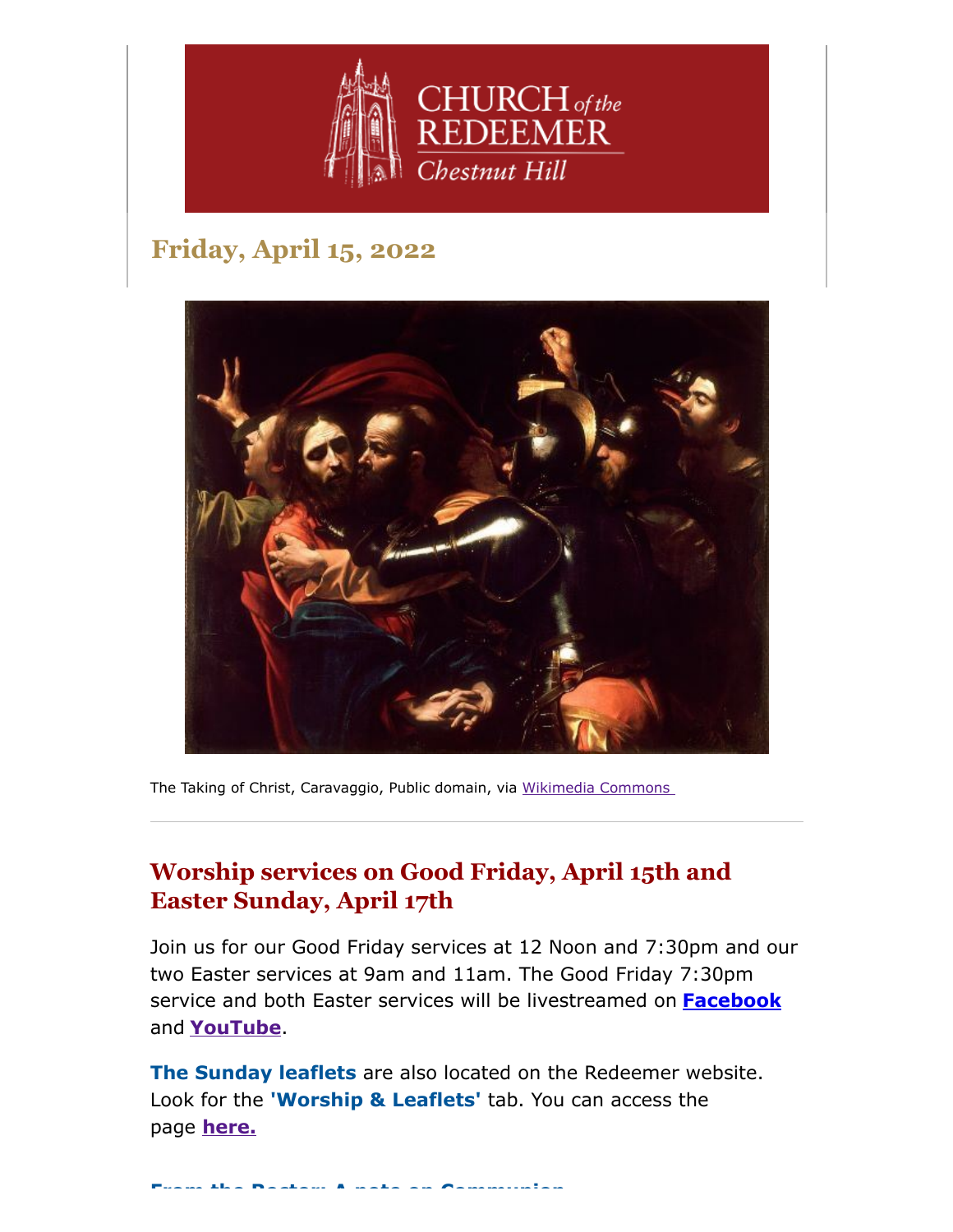CHURCH of the REDEEMER
Chestnut Hill

## Friday, April 15, 2022

The Taking of Christ, Caravaggio, Public domain, via Wikimedia Commons

---

## Worship services on Good Friday, April 15th and Easter Sunday, April 17th

Join us for our Good Friday services at 12 Noon and 7:30pm and our two Easter services at 9am and 11am. The Good Friday 7:30pm service and both Easter services will be livestreamed on **Facebook** and **YouTube**.

**The Sunday leaflets** are also located on the Redeemer website. Look for the **'Worship & Leaflets'** tab. You can access the page **here.**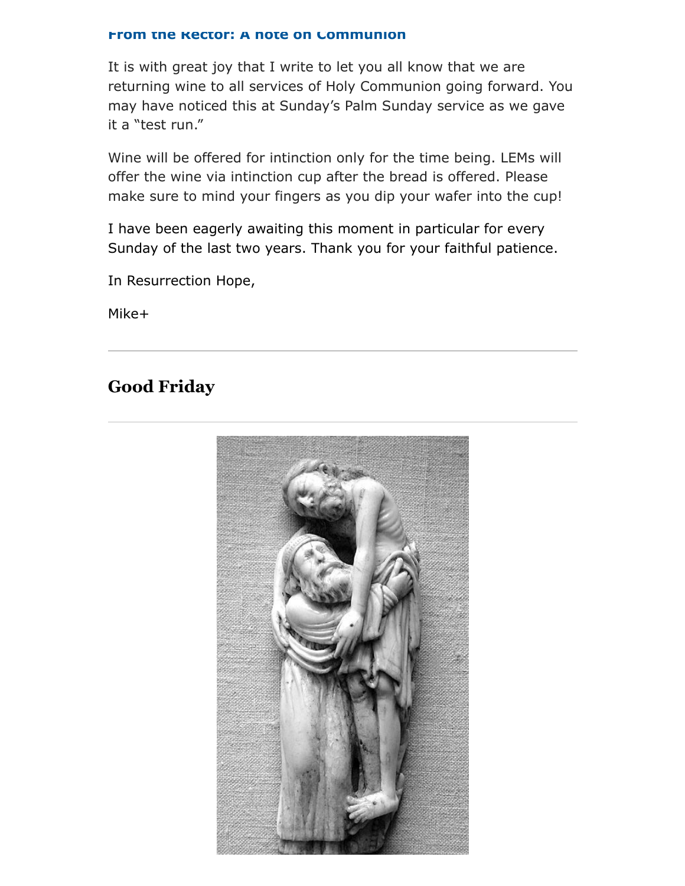### From the Rector: A note on Communion

It is with great joy that I write to let you all know that we are returning wine to all services of Holy Communion going forward. You may have noticed this at Sunday's Palm Sunday service as we gave it a "test run."

Wine will be offered for intinction only for the time being. LEMs will offer the wine via intinction cup after the bread is offered. Please make sure to mind your fingers as you dip your wafer into the cup!

I have been eagerly awaiting this moment in particular for every Sunday of the last two years. Thank you for your faithful patience.

In Resurrection Hope,

Mike+

---

## Good Friday

---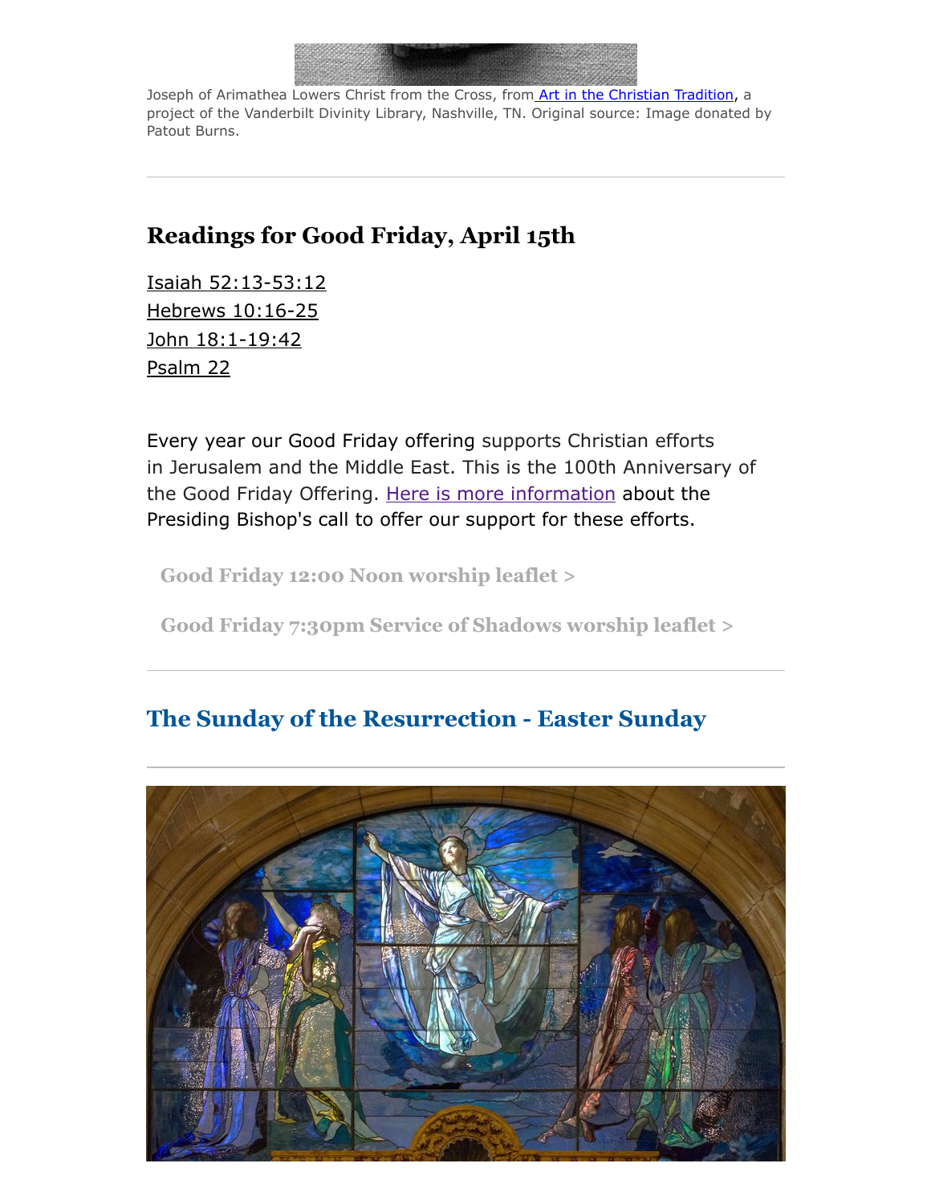Joseph of Arimathea Lowers Christ from the Cross, from Art in the Christian Tradition, a project of the Vanderbilt Divinity Library, Nashville, TN. Original source: Image donated by Patout Burns.

---

## Readings for Good Friday, April 15th

Isaiah 52:13-53:12
Hebrews 10:16-25
John 18:1-19:42
Psalm 22

Every year our Good Friday offering supports Christian efforts in Jerusalem and the Middle East. This is the 100th Anniversary of the Good Friday Offering. Here is more information about the Presiding Bishop's call to offer our support for these efforts.

**Good Friday 12:00 Noon worship leaflet >**

**Good Friday 7:30pm Service of Shadows worship leaflet >**

---

## The Sunday of the Resurrection - Easter Sunday

---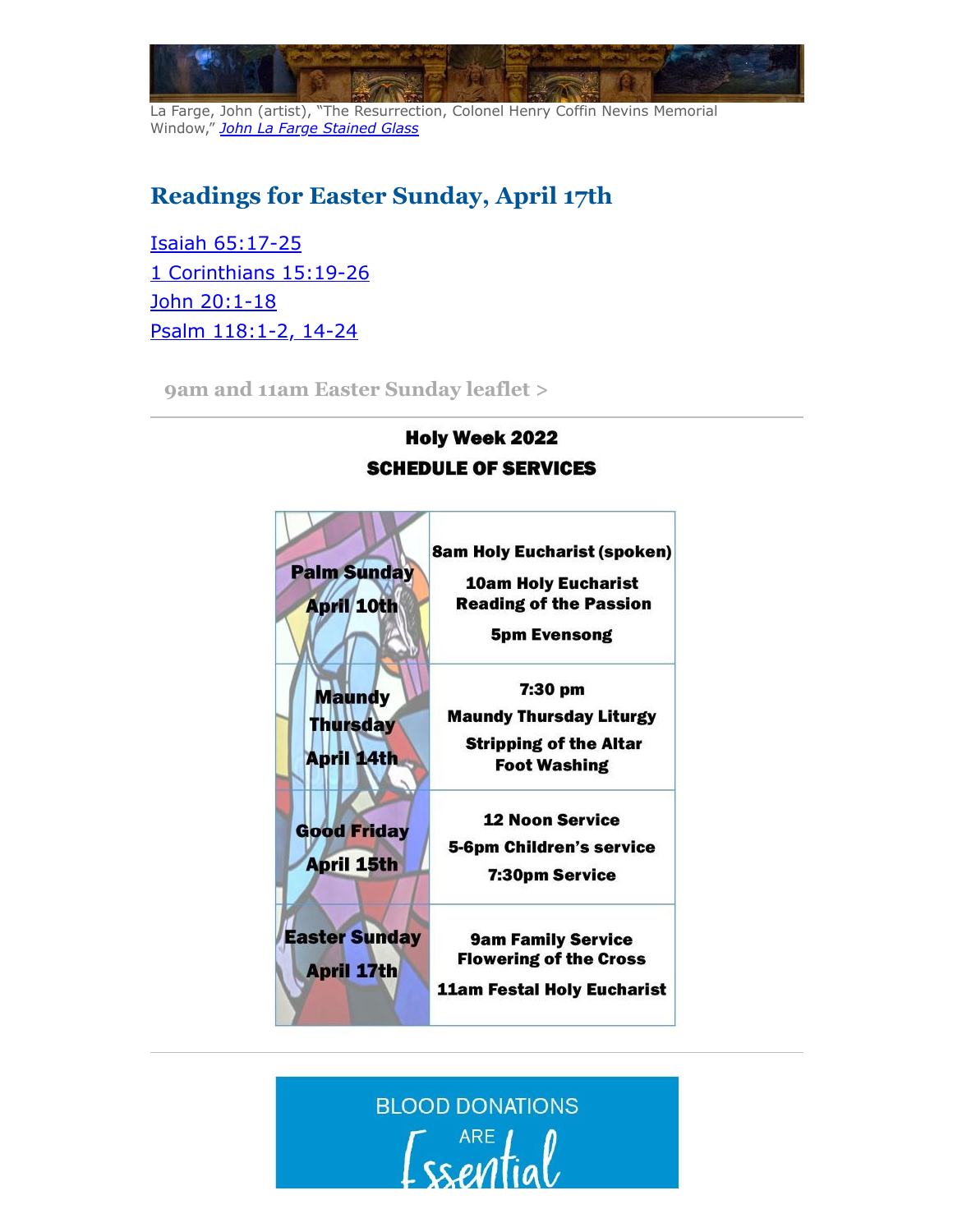La Farge, John (artist), "The Resurrection, Colonel Henry Coffin Nevins Memorial Window," *John La Farge Stained Glass*

## Readings for Easter Sunday, April 17th

Isaiah 65:17-25
1 Corinthians 15:19-26
John 20:1-18
Psalm 118:1-2, 14-24

**9am and 11am Easter Sunday leaflet >**

---

**Holy Week 2022**
**SCHEDULE OF SERVICES**

| | |
|---|---|
| **Palm Sunday April 10th** | **8am Holy Eucharist (spoken)**<br>**10am Holy Eucharist Reading of the Passion**<br>**5pm Evensong** |
| **Maundy Thursday April 14th** | **7:30 pm**<br>**Maundy Thursday Liturgy**<br>**Stripping of the Altar Foot Washing** |
| **Good Friday April 15th** | **12 Noon Service**<br>**5-6pm Children's service**<br>**7:30pm Service** |
| **Easter Sunday April 17th** | **9am Family Service Flowering of the Cross**<br>**11am Festal Holy Eucharist** |

---

BLOOD DONATIONS ARE Essential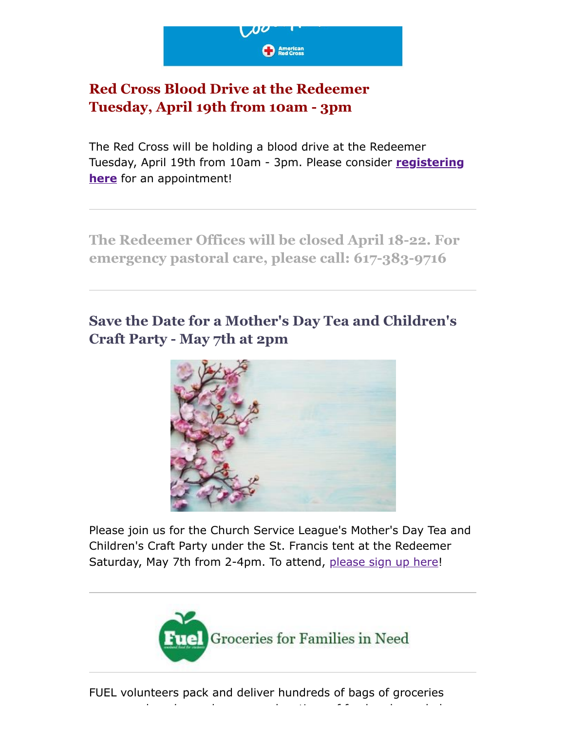## Red Cross Blood Drive at the Redeemer
## Tuesday, April 19th from 10am - 3pm

The Red Cross will be holding a blood drive at the Redeemer Tuesday, April 19th from 10am - 3pm. Please consider **registering here** for an appointment!

---

## The Redeemer Offices will be closed April 18-22. For emergency pastoral care, please call: 617-383-9716

---

## Save the Date for a Mother's Day Tea and Children's Craft Party - May 7th at 2pm

Please join us for the Church Service League's Mother's Day Tea and Children's Craft Party under the St. Francis tent at the Redeemer Saturday, May 7th from 2-4pm. To attend, please sign up here!

---

Fuel Groceries for Families in Need

---

FUEL volunteers pack and deliver hundreds of bags of groceries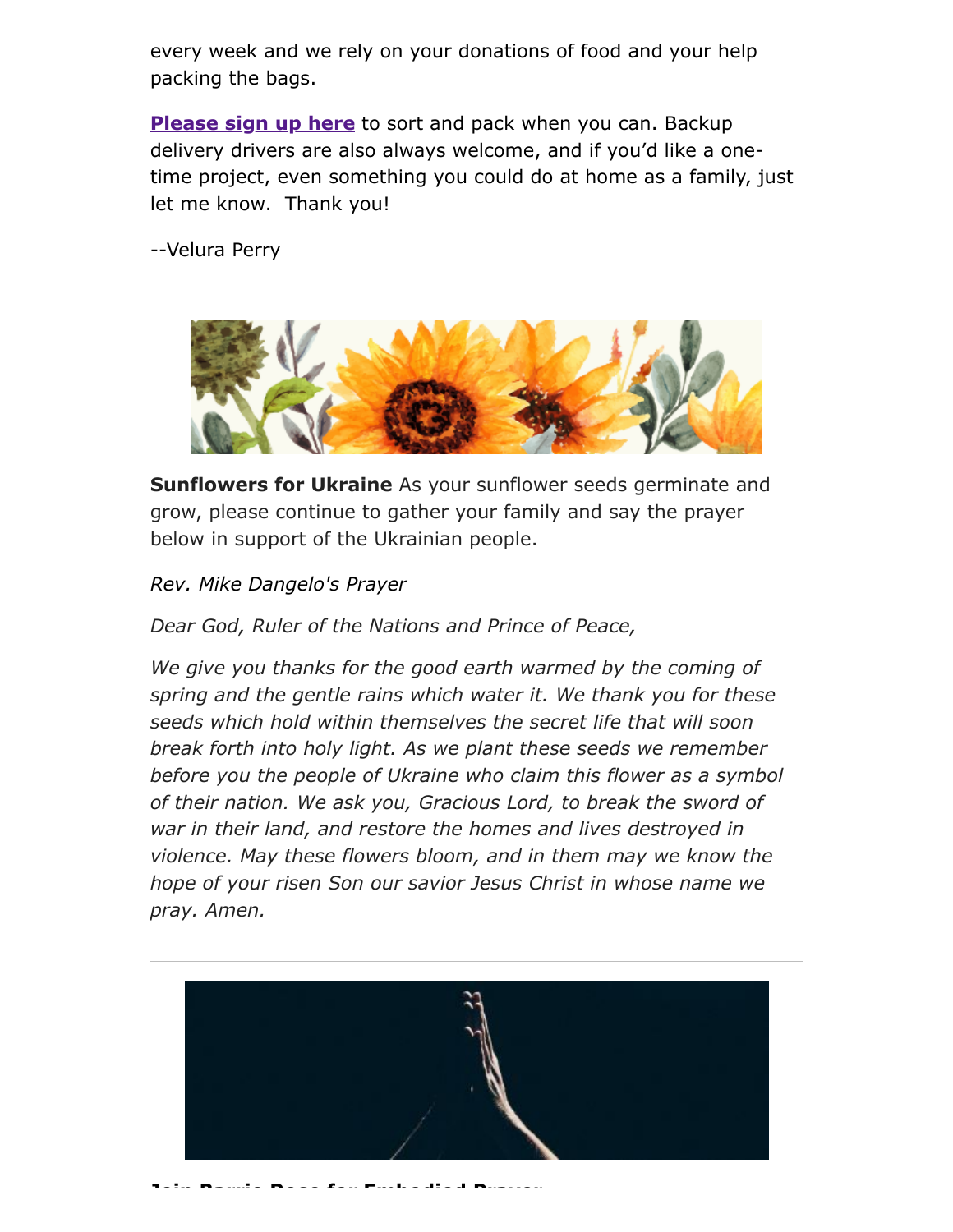every week and we rely on your donations of food and your help packing the bags.

**Please sign up here** to sort and pack when you can. Backup delivery drivers are also always welcome, and if you'd like a one-time project, even something you could do at home as a family, just let me know.  Thank you!

--Velura Perry

---

**Sunflowers for Ukraine** As your sunflower seeds germinate and grow, please continue to gather your family and say the prayer below in support of the Ukrainian people.

*Rev. Mike Dangelo's Prayer*

*Dear God, Ruler of the Nations and Prince of Peace,*

*We give you thanks for the good earth warmed by the coming of spring and the gentle rains which water it. We thank you for these seeds which hold within themselves the secret life that will soon break forth into holy light. As we plant these seeds we remember before you the people of Ukraine who claim this flower as a symbol of their nation. We ask you, Gracious Lord, to break the sword of war in their land, and restore the homes and lives destroyed in violence. May these flowers bloom, and in them may we know the hope of your risen Son our savior Jesus Christ in whose name we pray. Amen.*

---

**Join Barrie Rose for Embodied Prayer**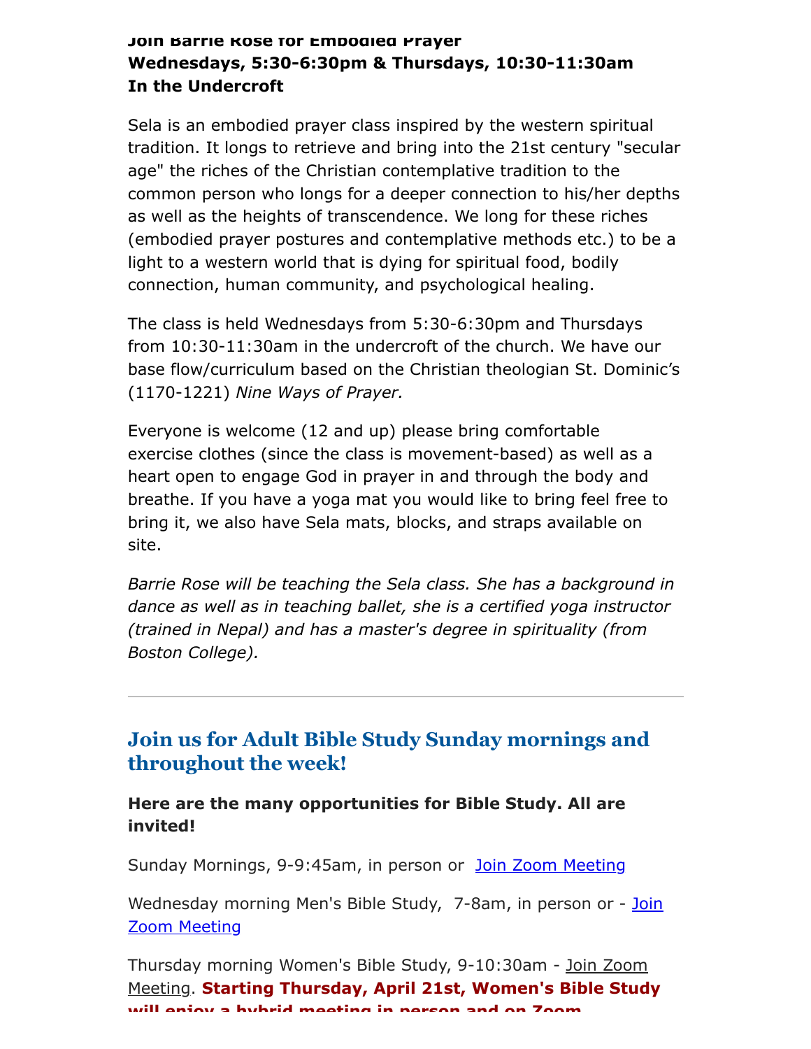**Join Barrie Rose for Embodied Prayer**
**Wednesdays, 5:30-6:30pm & Thursdays, 10:30-11:30am**
**In the Undercroft**

Sela is an embodied prayer class inspired by the western spiritual tradition. It longs to retrieve and bring into the 21st century "secular age" the riches of the Christian contemplative tradition to the common person who longs for a deeper connection to his/her depths as well as the heights of transcendence. We long for these riches (embodied prayer postures and contemplative methods etc.) to be a light to a western world that is dying for spiritual food, bodily connection, human community, and psychological healing.

The class is held Wednesdays from 5:30-6:30pm and Thursdays from 10:30-11:30am in the undercroft of the church. We have our base flow/curriculum based on the Christian theologian St. Dominic's (1170-1221) *Nine Ways of Prayer.*

Everyone is welcome (12 and up) please bring comfortable exercise clothes (since the class is movement-based) as well as a heart open to engage God in prayer in and through the body and breathe. If you have a yoga mat you would like to bring feel free to bring it, we also have Sela mats, blocks, and straps available on site.

*Barrie Rose will be teaching the Sela class. She has a background in dance as well as in teaching ballet, she is a certified yoga instructor (trained in Nepal) and has a master's degree in spirituality (from Boston College).*

---

## Join us for Adult Bible Study Sunday mornings and throughout the week!

**Here are the many opportunities for Bible Study. All are invited!**

Sunday Mornings, 9-9:45am, in person or Join Zoom Meeting

Wednesday morning Men's Bible Study, 7-8am, in person or - Join Zoom Meeting

Thursday morning Women's Bible Study, 9-10:30am - Join Zoom Meeting. **Starting Thursday, April 21st, Women's Bible Study will enjoy a hybrid meeting in person and on Zoom.**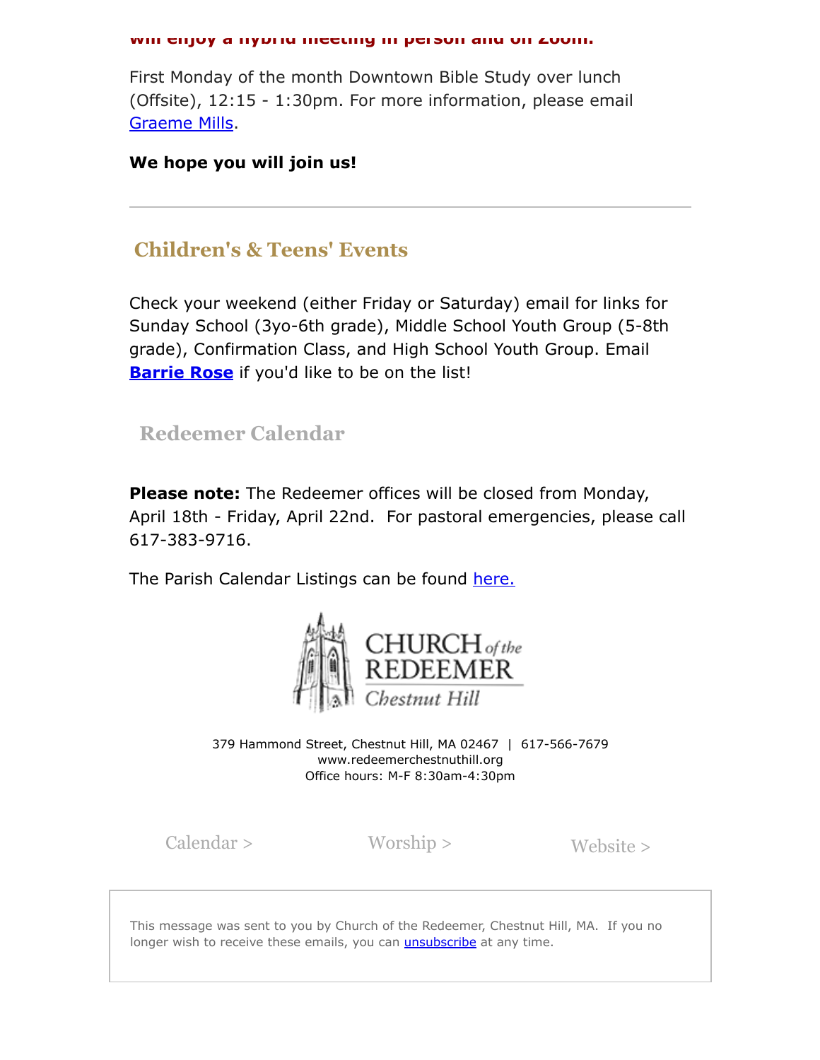**will enjoy a hybrid meeting in person and on Zoom.**

First Monday of the month Downtown Bible Study over lunch (Offsite), 12:15 - 1:30pm. For more information, please email Graeme Mills.

**We hope you will join us!**

---

## Children's & Teens' Events

Check your weekend (either Friday or Saturday) email for links for Sunday School (3yo-6th grade), Middle School Youth Group (5-8th grade), Confirmation Class, and High School Youth Group. Email **Barrie Rose** if you'd like to be on the list!

## Redeemer Calendar

**Please note:** The Redeemer offices will be closed from Monday, April 18th - Friday, April 22nd. For pastoral emergencies, please call 617-383-9716.

The Parish Calendar Listings can be found here.

CHURCH *of the* REDEEMER
*Chestnut Hill*

379 Hammond Street, Chestnut Hill, MA 02467 | 617-566-7679
www.redeemerchestnuthill.org
Office hours: M-F 8:30am-4:30pm

Calendar > Worship > Website >

This message was sent to you by Church of the Redeemer, Chestnut Hill, MA. If you no longer wish to receive these emails, you can unsubscribe at any time.